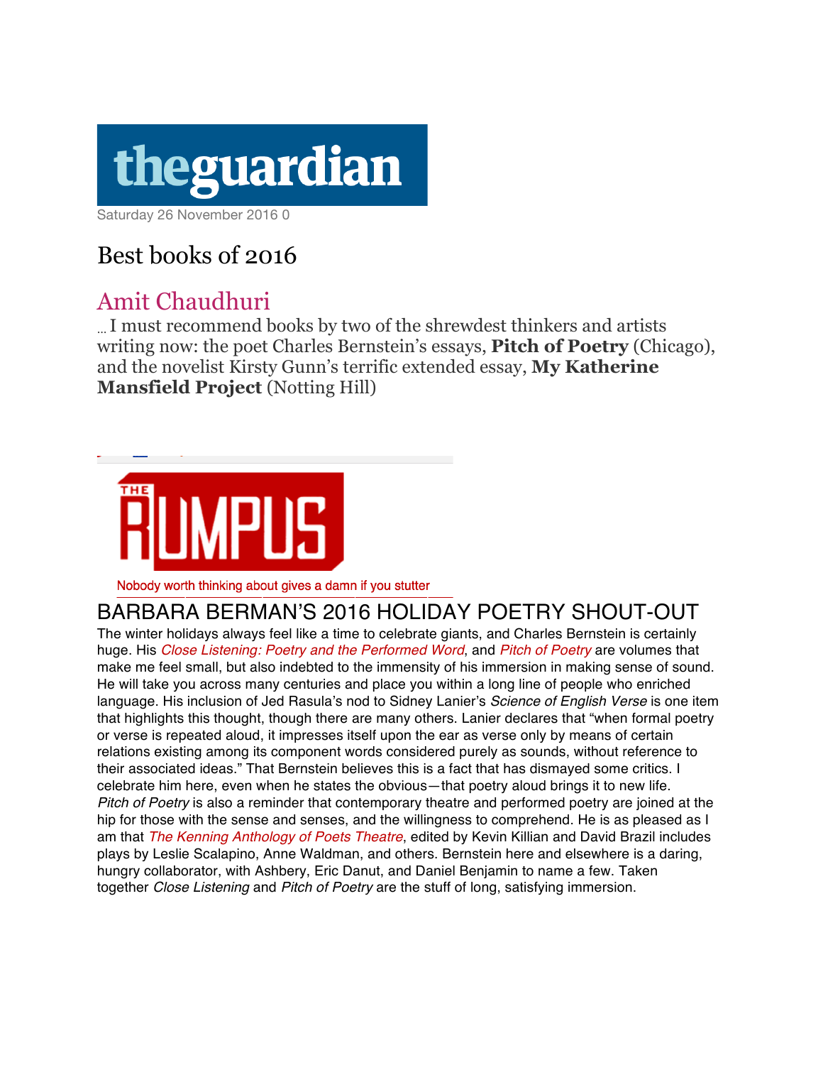theguardian

Saturday 26 November 2016 0

# Best books of 2016

## Amit Chaudhuri

… I must recommend books by two of the shrewdest thinkers and artists writing now: the poet Charles Bernstein's essays, **Pitch of Poetry** (Chicago), and the novelist Kirsty Gunn's terrific extended essay, **My Katherine Mansfield Project** (Notting Hill)

THE RUMPUS

Nobody worth thinking about gives a damn if you stutter

## BARBARA BERMAN'S 2016 HOLIDAY POETRY SHOUT-OUT

The winter holidays always feel like a time to celebrate giants, and Charles Bernstein is certainly huge. His *Close Listening: Poetry and the Performed Word*, and *Pitch of Poetry* are volumes that make me feel small, but also indebted to the immensity of his immersion in making sense of sound. He will take you across many centuries and place you within a long line of people who enriched language. His inclusion of Jed Rasula's nod to Sidney Lanier's *Science of English Verse* is one item that highlights this thought, though there are many others. Lanier declares that "when formal poetry or verse is repeated aloud, it impresses itself upon the ear as verse only by means of certain relations existing among its component words considered purely as sounds, without reference to their associated ideas." That Bernstein believes this is a fact that has dismayed some critics. I celebrate him here, even when he states the obvious—that poetry aloud brings it to new life. *Pitch of Poetry* is also a reminder that contemporary theatre and performed poetry are joined at the hip for those with the sense and senses, and the willingness to comprehend. He is as pleased as I am that *The Kenning Anthology of Poets Theatre*, edited by Kevin Killian and David Brazil includes plays by Leslie Scalapino, Anne Waldman, and others. Bernstein here and elsewhere is a daring, hungry collaborator, with Ashbery, Eric Danut, and Daniel Benjamin to name a few. Taken together *Close Listening* and *Pitch of Poetry* are the stuff of long, satisfying immersion.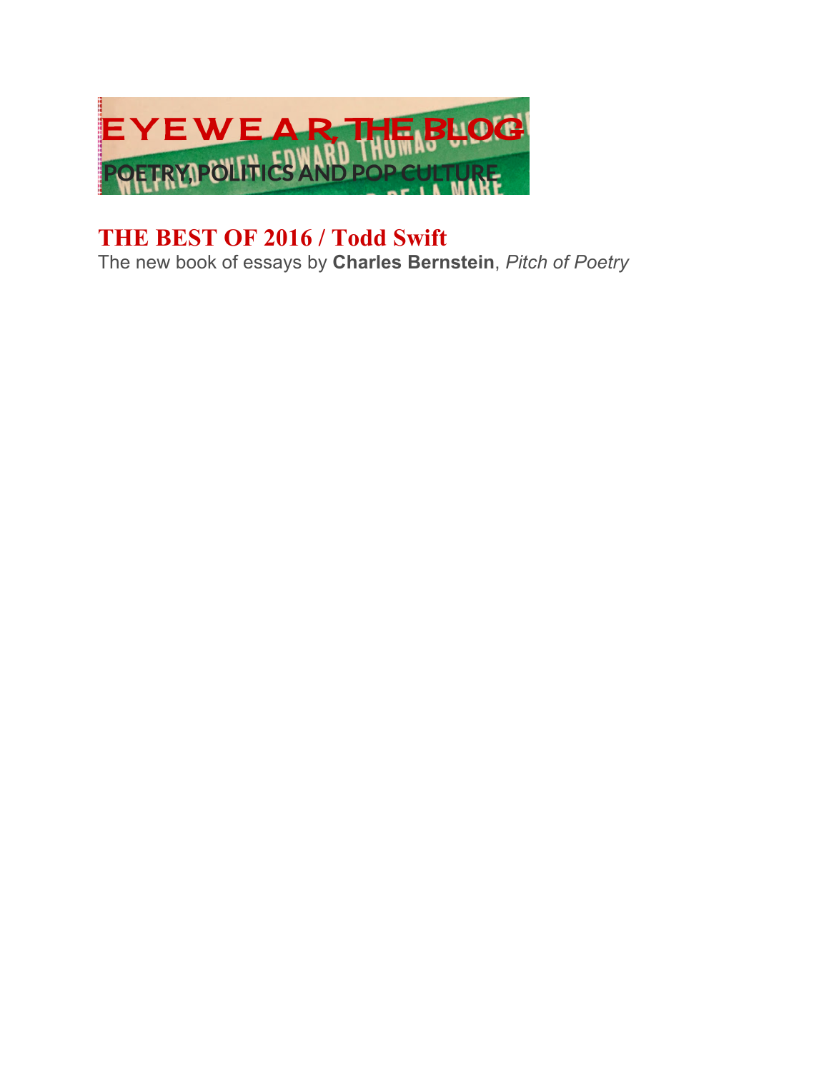# EYEWEAR, THE BLOG

POETRY, POLITICS AND POP CULTURE

## THE BEST OF 2016 / Todd Swift

The new book of essays by **Charles Bernstein**, *Pitch of Poetry*